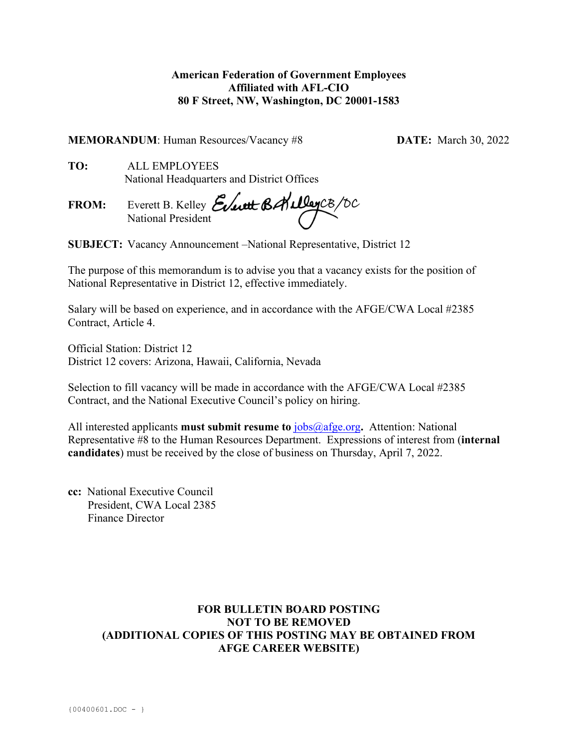**American Federation of Government Employees**
**Affiliated with AFL-CIO**
**80 F Street, NW, Washington, DC 20001-1583**

**MEMORANDUM**: Human Resources/Vacancy #8 **DATE:** March 30, 2022

**TO:** ALL EMPLOYEES
National Headquarters and District Offices

**FROM:** Everett B. Kelley
National President

**SUBJECT:** Vacancy Announcement –National Representative, District 12

The purpose of this memorandum is to advise you that a vacancy exists for the position of National Representative in District 12, effective immediately.

Salary will be based on experience, and in accordance with the AFGE/CWA Local #2385 Contract, Article 4.

Official Station: District 12
District 12 covers: Arizona, Hawaii, California, Nevada

Selection to fill vacancy will be made in accordance with the AFGE/CWA Local #2385 Contract, and the National Executive Council's policy on hiring.

All interested applicants **must submit resume to** jobs@afge.org**.** Attention: National Representative #8 to the Human Resources Department. Expressions of interest from (**internal candidates**) must be received by the close of business on Thursday, April 7, 2022.

**cc:** National Executive Council
President, CWA Local 2385
Finance Director

**FOR BULLETIN BOARD POSTING**
**NOT TO BE REMOVED**
**(ADDITIONAL COPIES OF THIS POSTING MAY BE OBTAINED FROM AFGE CAREER WEBSITE)**

{00400601.DOC - }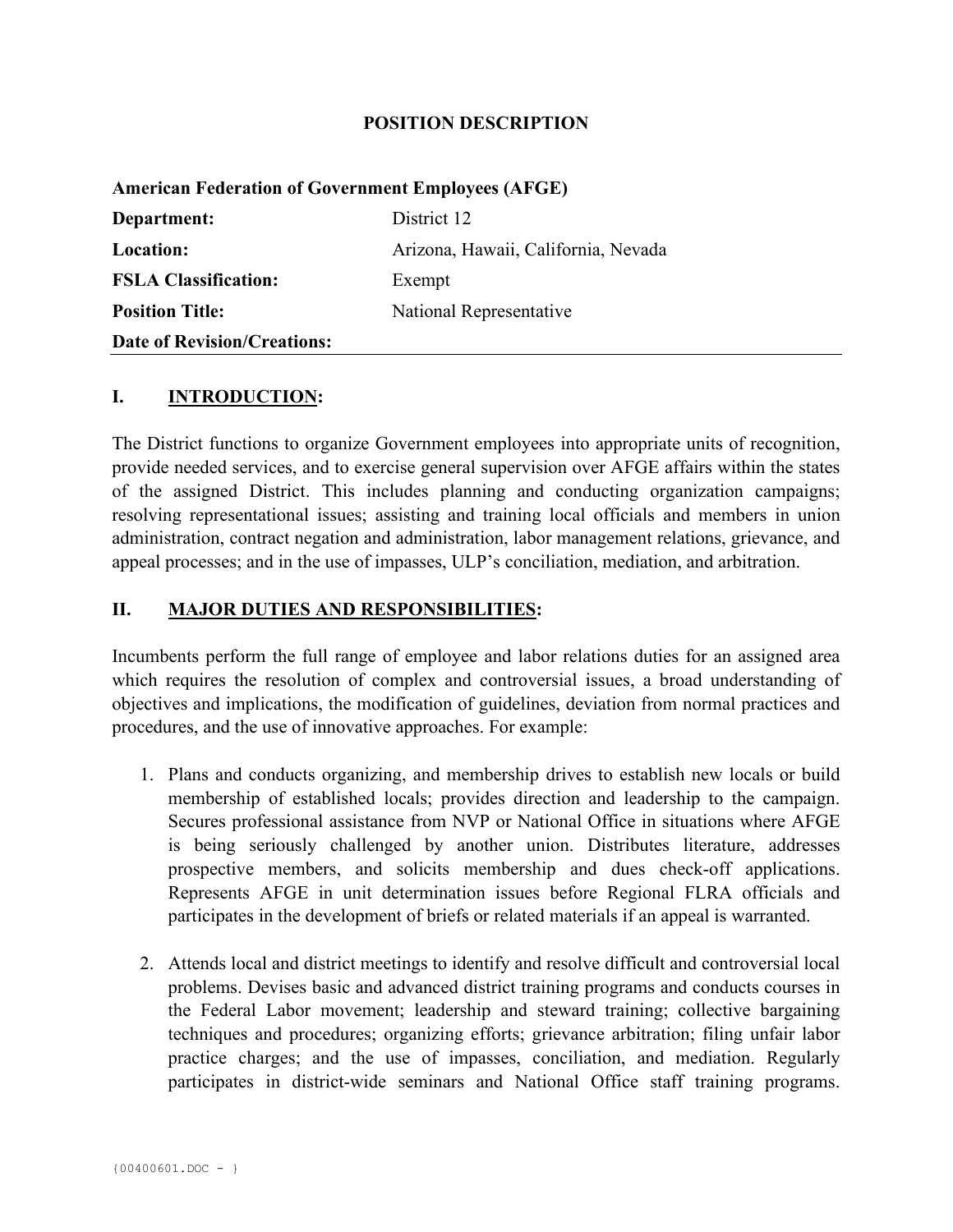# POSITION DESCRIPTION

| **American Federation of Government Employees (AFGE)** | |
|---|---|
| **Department:** | District 12 |
| **Location:** | Arizona, Hawaii, California, Nevada |
| **FSLA Classification:** | Exempt |
| **Position Title:** | National Representative |
| **Date of Revision/Creations:** | |

## I. INTRODUCTION:

The District functions to organize Government employees into appropriate units of recognition, provide needed services, and to exercise general supervision over AFGE affairs within the states of the assigned District. This includes planning and conducting organization campaigns; resolving representational issues; assisting and training local officials and members in union administration, contract negation and administration, labor management relations, grievance, and appeal processes; and in the use of impasses, ULP's conciliation, mediation, and arbitration.

## II. MAJOR DUTIES AND RESPONSIBILITIES:

Incumbents perform the full range of employee and labor relations duties for an assigned area which requires the resolution of complex and controversial issues, a broad understanding of objectives and implications, the modification of guidelines, deviation from normal practices and procedures, and the use of innovative approaches. For example:

1. Plans and conducts organizing, and membership drives to establish new locals or build membership of established locals; provides direction and leadership to the campaign. Secures professional assistance from NVP or National Office in situations where AFGE is being seriously challenged by another union. Distributes literature, addresses prospective members, and solicits membership and dues check-off applications. Represents AFGE in unit determination issues before Regional FLRA officials and participates in the development of briefs or related materials if an appeal is warranted.

2. Attends local and district meetings to identify and resolve difficult and controversial local problems. Devises basic and advanced district training programs and conducts courses in the Federal Labor movement; leadership and steward training; collective bargaining techniques and procedures; organizing efforts; grievance arbitration; filing unfair labor practice charges; and the use of impasses, conciliation, and mediation. Regularly participates in district-wide seminars and National Office staff training programs.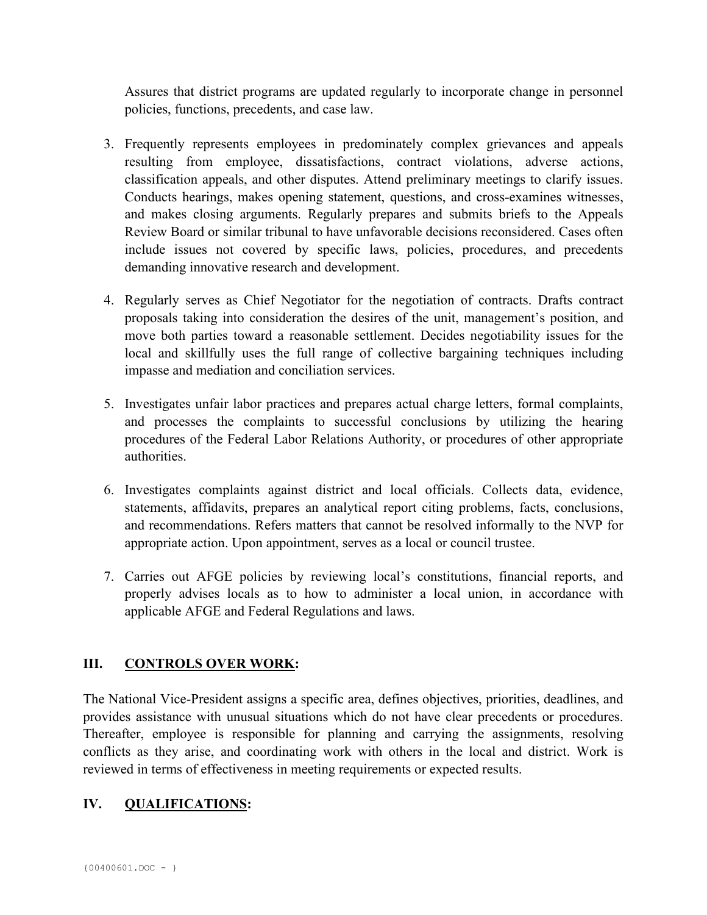Assures that district programs are updated regularly to incorporate change in personnel policies, functions, precedents, and case law.

3. Frequently represents employees in predominately complex grievances and appeals resulting from employee, dissatisfactions, contract violations, adverse actions, classification appeals, and other disputes. Attend preliminary meetings to clarify issues. Conducts hearings, makes opening statement, questions, and cross-examines witnesses, and makes closing arguments. Regularly prepares and submits briefs to the Appeals Review Board or similar tribunal to have unfavorable decisions reconsidered. Cases often include issues not covered by specific laws, policies, procedures, and precedents demanding innovative research and development.

4. Regularly serves as Chief Negotiator for the negotiation of contracts. Drafts contract proposals taking into consideration the desires of the unit, management's position, and move both parties toward a reasonable settlement. Decides negotiability issues for the local and skillfully uses the full range of collective bargaining techniques including impasse and mediation and conciliation services.

5. Investigates unfair labor practices and prepares actual charge letters, formal complaints, and processes the complaints to successful conclusions by utilizing the hearing procedures of the Federal Labor Relations Authority, or procedures of other appropriate authorities.

6. Investigates complaints against district and local officials. Collects data, evidence, statements, affidavits, prepares an analytical report citing problems, facts, conclusions, and recommendations. Refers matters that cannot be resolved informally to the NVP for appropriate action. Upon appointment, serves as a local or council trustee.

7. Carries out AFGE policies by reviewing local's constitutions, financial reports, and properly advises locals as to how to administer a local union, in accordance with applicable AFGE and Federal Regulations and laws.

## III. <u>CONTROLS OVER WORK</u>:

The National Vice-President assigns a specific area, defines objectives, priorities, deadlines, and provides assistance with unusual situations which do not have clear precedents or procedures. Thereafter, employee is responsible for planning and carrying the assignments, resolving conflicts as they arise, and coordinating work with others in the local and district. Work is reviewed in terms of effectiveness in meeting requirements or expected results.

## IV. <u>QUALIFICATIONS</u>: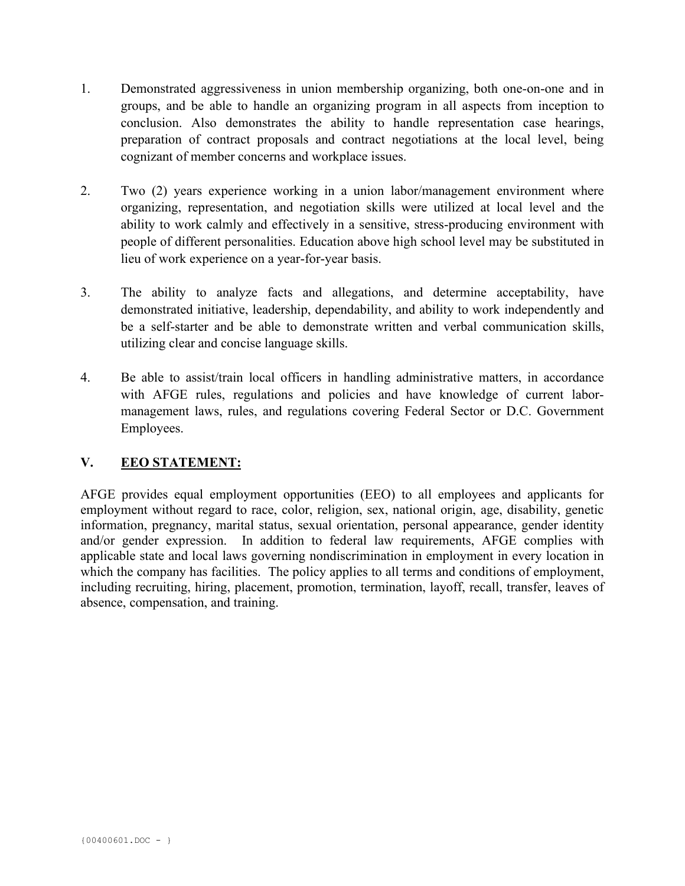1. Demonstrated aggressiveness in union membership organizing, both one-on-one and in groups, and be able to handle an organizing program in all aspects from inception to conclusion. Also demonstrates the ability to handle representation case hearings, preparation of contract proposals and contract negotiations at the local level, being cognizant of member concerns and workplace issues.

2. Two (2) years experience working in a union labor/management environment where organizing, representation, and negotiation skills were utilized at local level and the ability to work calmly and effectively in a sensitive, stress-producing environment with people of different personalities. Education above high school level may be substituted in lieu of work experience on a year-for-year basis.

3. The ability to analyze facts and allegations, and determine acceptability, have demonstrated initiative, leadership, dependability, and ability to work independently and be a self-starter and be able to demonstrate written and verbal communication skills, utilizing clear and concise language skills.

4. Be able to assist/train local officers in handling administrative matters, in accordance with AFGE rules, regulations and policies and have knowledge of current labor-management laws, rules, and regulations covering Federal Sector or D.C. Government Employees.

## V. EEO STATEMENT:

AFGE provides equal employment opportunities (EEO) to all employees and applicants for employment without regard to race, color, religion, sex, national origin, age, disability, genetic information, pregnancy, marital status, sexual orientation, personal appearance, gender identity and/or gender expression. In addition to federal law requirements, AFGE complies with applicable state and local laws governing nondiscrimination in employment in every location in which the company has facilities. The policy applies to all terms and conditions of employment, including recruiting, hiring, placement, promotion, termination, layoff, recall, transfer, leaves of absence, compensation, and training.